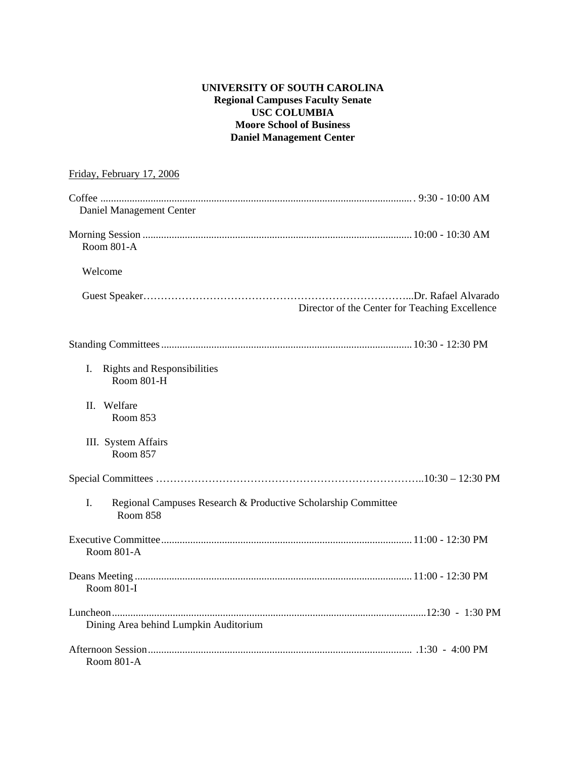**UNIVERSITY OF SOUTH CAROLINA**
**Regional Campuses Faculty Senate**
**USC COLUMBIA**
**Moore School of Business**
**Daniel Management Center**

Friday, February 17, 2006

Coffee ..................................................................................................................... 9:30 - 10:00 AM
Daniel Management Center

Morning Session ..................................................................................................... 10:00 - 10:30 AM
Room 801-A

Welcome

Guest Speaker…………………………………………………………………...Dr. Rafael Alvarado
Director of the Center for Teaching Excellence

Standing Committees .............................................................................................. 10:30 - 12:30 PM

I. Rights and Responsibilities
Room 801-H

II. Welfare
Room 853

III. System Affairs
Room 857

Special Committees ………………………………………………………………….10:30 – 12:30 PM

I. Regional Campuses Research & Productive Scholarship Committee
Room 858

Executive Committee .............................................................................................. 11:00 - 12:30 PM
Room 801-A

Deans Meeting ......................................................................................................... 11:00 - 12:30 PM
Room 801-I

Luncheon.....................................................................................................................12:30 - 1:30 PM
Dining Area behind Lumpkin Auditorium

Afternoon Session .................................................................................................... .1:30 - 4:00 PM
Room 801-A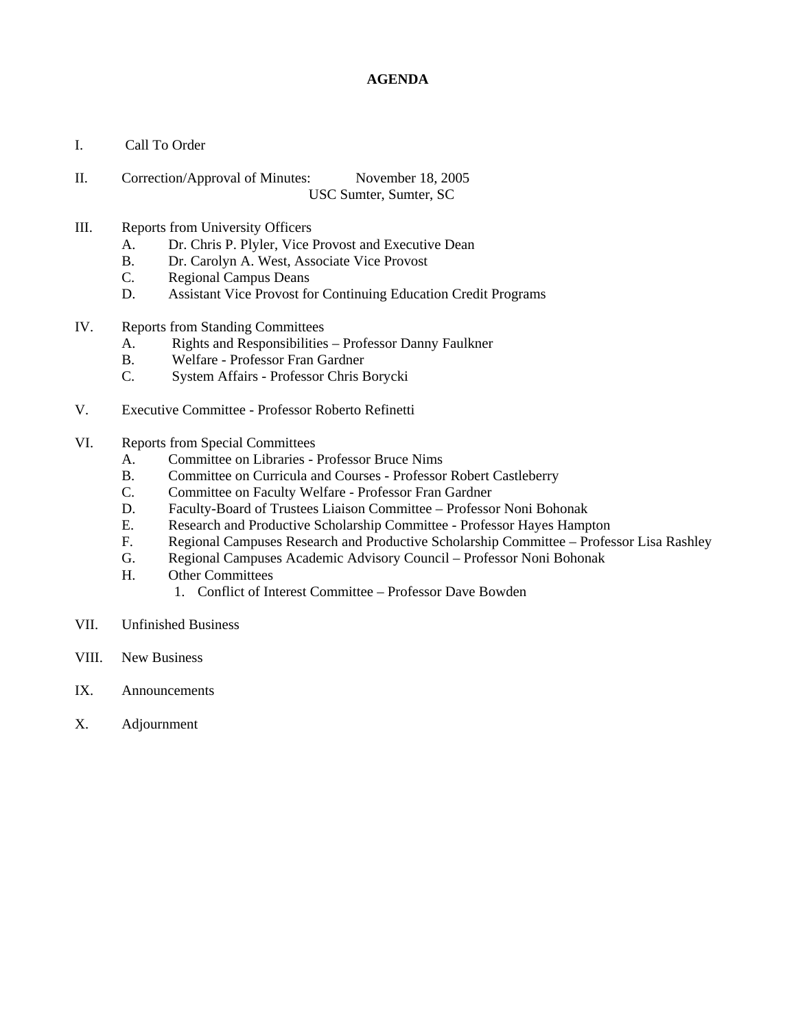# AGENDA

I. Call To Order

II. Correction/Approval of Minutes: November 18, 2005
USC Sumter, Sumter, SC

III. Reports from University Officers
   A. Dr. Chris P. Plyler, Vice Provost and Executive Dean
   B. Dr. Carolyn A. West, Associate Vice Provost
   C. Regional Campus Deans
   D. Assistant Vice Provost for Continuing Education Credit Programs

IV. Reports from Standing Committees
   A. Rights and Responsibilities – Professor Danny Faulkner
   B. Welfare - Professor Fran Gardner
   C. System Affairs - Professor Chris Borycki

V. Executive Committee - Professor Roberto Refinetti

VI. Reports from Special Committees
   A. Committee on Libraries - Professor Bruce Nims
   B. Committee on Curricula and Courses - Professor Robert Castleberry
   C. Committee on Faculty Welfare - Professor Fran Gardner
   D. Faculty-Board of Trustees Liaison Committee – Professor Noni Bohonak
   E. Research and Productive Scholarship Committee - Professor Hayes Hampton
   F. Regional Campuses Research and Productive Scholarship Committee – Professor Lisa Rashley
   G. Regional Campuses Academic Advisory Council – Professor Noni Bohonak
   H. Other Committees
      1. Conflict of Interest Committee – Professor Dave Bowden

VII. Unfinished Business

VIII. New Business

IX. Announcements

X. Adjournment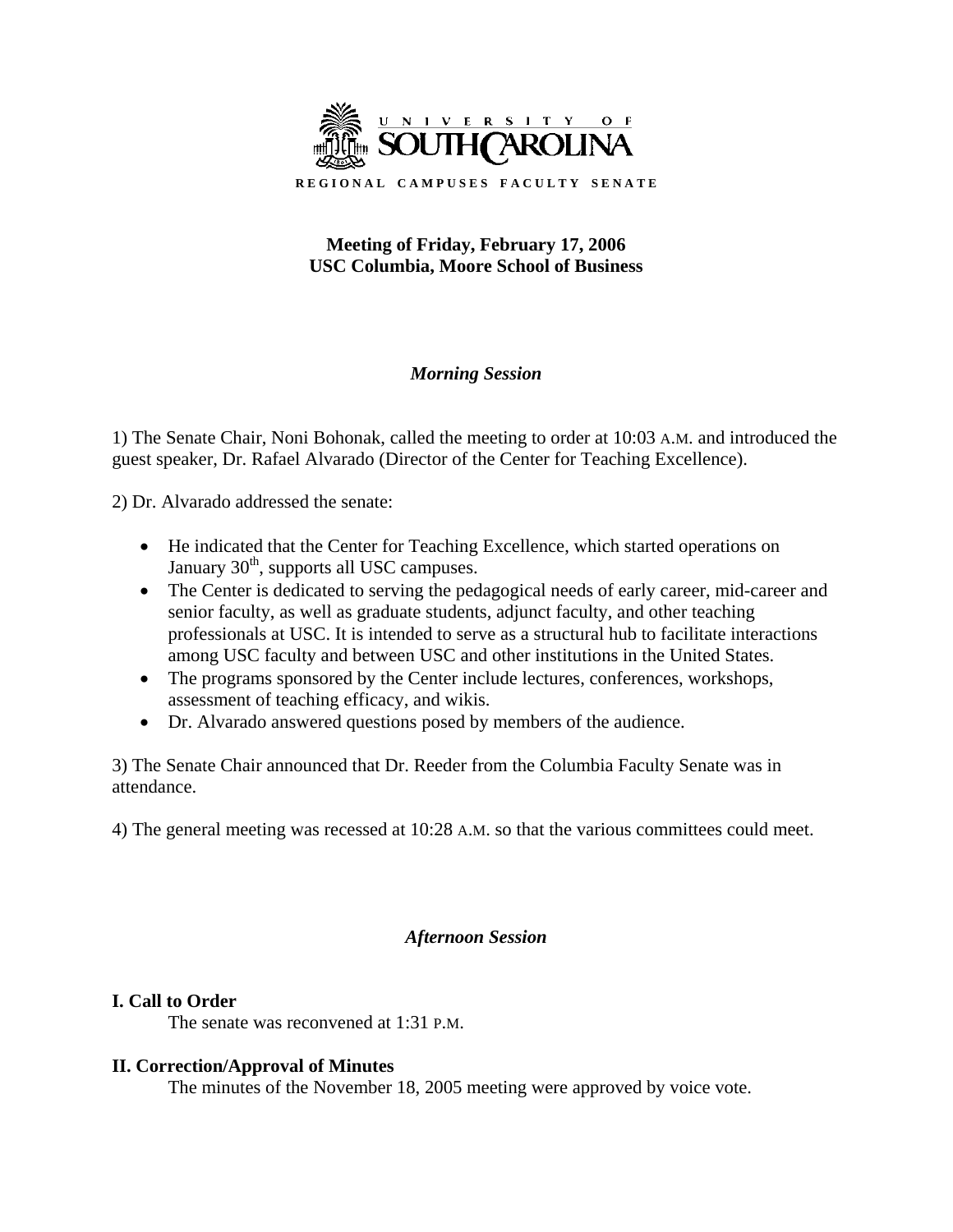UNIVERSITY OF SOUTH CAROLINA

REGIONAL CAMPUSES FACULTY SENATE

**Meeting of Friday, February 17, 2006**
**USC Columbia, Moore School of Business**

### *Morning Session*

1) The Senate Chair, Noni Bohonak, called the meeting to order at 10:03 A.M. and introduced the guest speaker, Dr. Rafael Alvarado (Director of the Center for Teaching Excellence).

2) Dr. Alvarado addressed the senate:

- He indicated that the Center for Teaching Excellence, which started operations on January 30th, supports all USC campuses.
- The Center is dedicated to serving the pedagogical needs of early career, mid-career and senior faculty, as well as graduate students, adjunct faculty, and other teaching professionals at USC. It is intended to serve as a structural hub to facilitate interactions among USC faculty and between USC and other institutions in the United States.
- The programs sponsored by the Center include lectures, conferences, workshops, assessment of teaching efficacy, and wikis.
- Dr. Alvarado answered questions posed by members of the audience.

3) The Senate Chair announced that Dr. Reeder from the Columbia Faculty Senate was in attendance.

4) The general meeting was recessed at 10:28 A.M. so that the various committees could meet.

### *Afternoon Session*

**I. Call to Order**

The senate was reconvened at 1:31 P.M.

**II. Correction/Approval of Minutes**

The minutes of the November 18, 2005 meeting were approved by voice vote.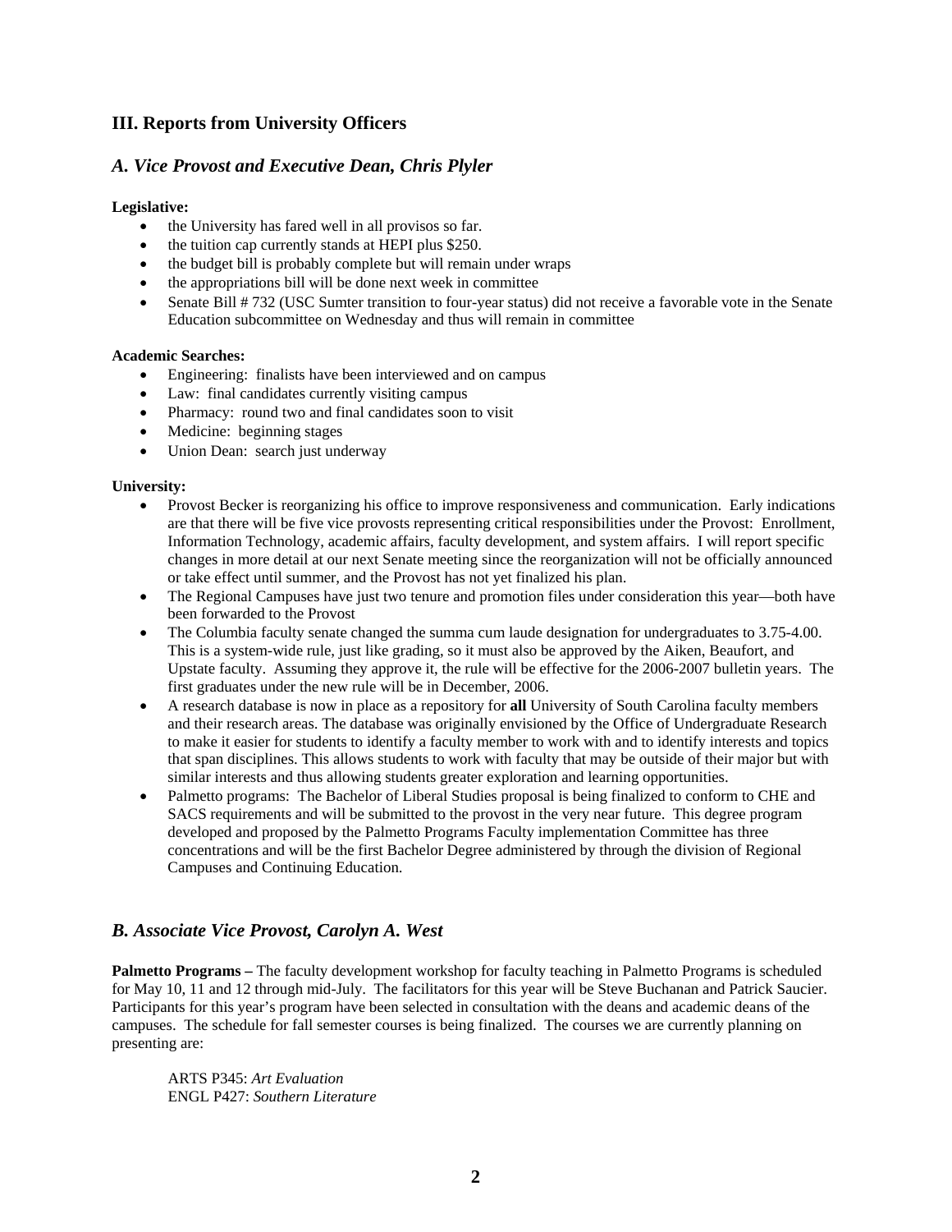## III. Reports from University Officers

### *A. Vice Provost and Executive Dean, Chris Plyler*

**Legislative:**

- the University has fared well in all provisos so far.
- the tuition cap currently stands at HEPI plus $250.
- the budget bill is probably complete but will remain under wraps
- the appropriations bill will be done next week in committee
- Senate Bill # 732 (USC Sumter transition to four-year status) did not receive a favorable vote in the Senate Education subcommittee on Wednesday and thus will remain in committee

**Academic Searches:**

- Engineering: finalists have been interviewed and on campus
- Law: final candidates currently visiting campus
- Pharmacy: round two and final candidates soon to visit
- Medicine: beginning stages
- Union Dean: search just underway

**University:**

- Provost Becker is reorganizing his office to improve responsiveness and communication. Early indications are that there will be five vice provosts representing critical responsibilities under the Provost: Enrollment, Information Technology, academic affairs, faculty development, and system affairs. I will report specific changes in more detail at our next Senate meeting since the reorganization will not be officially announced or take effect until summer, and the Provost has not yet finalized his plan.
- The Regional Campuses have just two tenure and promotion files under consideration this year—both have been forwarded to the Provost
- The Columbia faculty senate changed the summa cum laude designation for undergraduates to 3.75-4.00. This is a system-wide rule, just like grading, so it must also be approved by the Aiken, Beaufort, and Upstate faculty. Assuming they approve it, the rule will be effective for the 2006-2007 bulletin years. The first graduates under the new rule will be in December, 2006.
- A research database is now in place as a repository for **all** University of South Carolina faculty members and their research areas. The database was originally envisioned by the Office of Undergraduate Research to make it easier for students to identify a faculty member to work with and to identify interests and topics that span disciplines. This allows students to work with faculty that may be outside of their major but with similar interests and thus allowing students greater exploration and learning opportunities.
- Palmetto programs: The Bachelor of Liberal Studies proposal is being finalized to conform to CHE and SACS requirements and will be submitted to the provost in the very near future. This degree program developed and proposed by the Palmetto Programs Faculty implementation Committee has three concentrations and will be the first Bachelor Degree administered by through the division of Regional Campuses and Continuing Education.

### *B. Associate Vice Provost, Carolyn A. West*

**Palmetto Programs –** The faculty development workshop for faculty teaching in Palmetto Programs is scheduled for May 10, 11 and 12 through mid-July. The facilitators for this year will be Steve Buchanan and Patrick Saucier. Participants for this year's program have been selected in consultation with the deans and academic deans of the campuses. The schedule for fall semester courses is being finalized. The courses we are currently planning on presenting are:

ARTS P345: *Art Evaluation*
ENGL P427: *Southern Literature*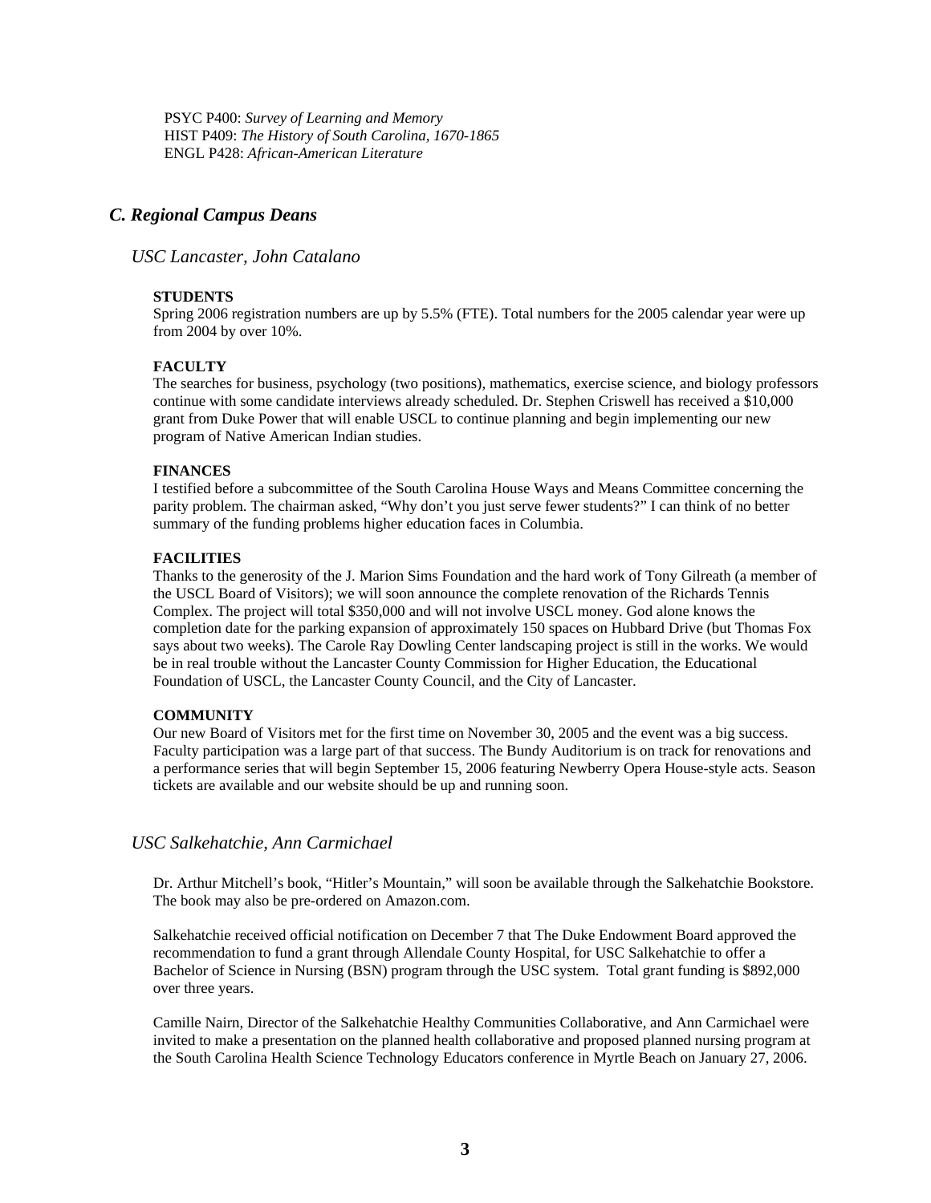PSYC P400: *Survey of Learning and Memory*
HIST P409: *The History of South Carolina, 1670-1865*
ENGL P428: *African-American Literature*

## *C. Regional Campus Deans*

### *USC Lancaster, John Catalano*

**STUDENTS**
Spring 2006 registration numbers are up by 5.5% (FTE). Total numbers for the 2005 calendar year were up from 2004 by over 10%.

**FACULTY**
The searches for business, psychology (two positions), mathematics, exercise science, and biology professors continue with some candidate interviews already scheduled. Dr. Stephen Criswell has received a $10,000 grant from Duke Power that will enable USCL to continue planning and begin implementing our new program of Native American Indian studies.

**FINANCES**
I testified before a subcommittee of the South Carolina House Ways and Means Committee concerning the parity problem. The chairman asked, "Why don't you just serve fewer students?" I can think of no better summary of the funding problems higher education faces in Columbia.

**FACILITIES**
Thanks to the generosity of the J. Marion Sims Foundation and the hard work of Tony Gilreath (a member of the USCL Board of Visitors); we will soon announce the complete renovation of the Richards Tennis Complex. The project will total $350,000 and will not involve USCL money. God alone knows the completion date for the parking expansion of approximately 150 spaces on Hubbard Drive (but Thomas Fox says about two weeks). The Carole Ray Dowling Center landscaping project is still in the works. We would be in real trouble without the Lancaster County Commission for Higher Education, the Educational Foundation of USCL, the Lancaster County Council, and the City of Lancaster.

**COMMUNITY**
Our new Board of Visitors met for the first time on November 30, 2005 and the event was a big success. Faculty participation was a large part of that success. The Bundy Auditorium is on track for renovations and a performance series that will begin September 15, 2006 featuring Newberry Opera House-style acts. Season tickets are available and our website should be up and running soon.

### *USC Salkehatchie, Ann Carmichael*

Dr. Arthur Mitchell's book, "Hitler's Mountain," will soon be available through the Salkehatchie Bookstore. The book may also be pre-ordered on Amazon.com.

Salkehatchie received official notification on December 7 that The Duke Endowment Board approved the recommendation to fund a grant through Allendale County Hospital, for USC Salkehatchie to offer a Bachelor of Science in Nursing (BSN) program through the USC system. Total grant funding is $892,000 over three years.

Camille Nairn, Director of the Salkehatchie Healthy Communities Collaborative, and Ann Carmichael were invited to make a presentation on the planned health collaborative and proposed planned nursing program at the South Carolina Health Science Technology Educators conference in Myrtle Beach on January 27, 2006.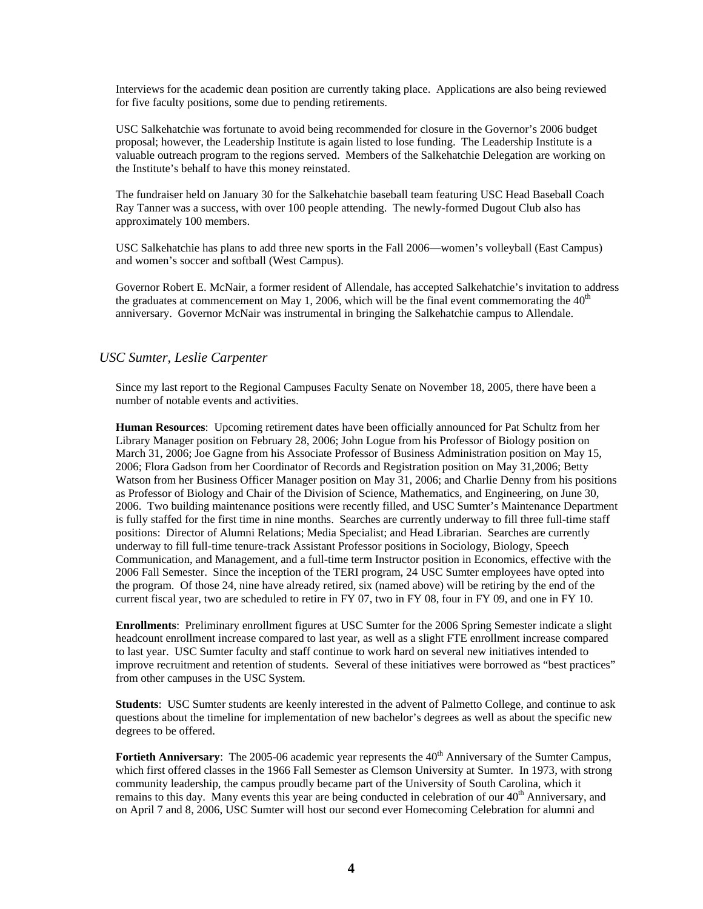Interviews for the academic dean position are currently taking place. Applications are also being reviewed for five faculty positions, some due to pending retirements.

USC Salkehatchie was fortunate to avoid being recommended for closure in the Governor's 2006 budget proposal; however, the Leadership Institute is again listed to lose funding. The Leadership Institute is a valuable outreach program to the regions served. Members of the Salkehatchie Delegation are working on the Institute's behalf to have this money reinstated.

The fundraiser held on January 30 for the Salkehatchie baseball team featuring USC Head Baseball Coach Ray Tanner was a success, with over 100 people attending. The newly-formed Dugout Club also has approximately 100 members.

USC Salkehatchie has plans to add three new sports in the Fall 2006—women's volleyball (East Campus) and women's soccer and softball (West Campus).

Governor Robert E. McNair, a former resident of Allendale, has accepted Salkehatchie's invitation to address the graduates at commencement on May 1, 2006, which will be the final event commemorating the 40th anniversary. Governor McNair was instrumental in bringing the Salkehatchie campus to Allendale.

### *USC Sumter, Leslie Carpenter*

Since my last report to the Regional Campuses Faculty Senate on November 18, 2005, there have been a number of notable events and activities.

**Human Resources**: Upcoming retirement dates have been officially announced for Pat Schultz from her Library Manager position on February 28, 2006; John Logue from his Professor of Biology position on March 31, 2006; Joe Gagne from his Associate Professor of Business Administration position on May 15, 2006; Flora Gadson from her Coordinator of Records and Registration position on May 31,2006; Betty Watson from her Business Officer Manager position on May 31, 2006; and Charlie Denny from his positions as Professor of Biology and Chair of the Division of Science, Mathematics, and Engineering, on June 30, 2006. Two building maintenance positions were recently filled, and USC Sumter's Maintenance Department is fully staffed for the first time in nine months. Searches are currently underway to fill three full-time staff positions: Director of Alumni Relations; Media Specialist; and Head Librarian. Searches are currently underway to fill full-time tenure-track Assistant Professor positions in Sociology, Biology, Speech Communication, and Management, and a full-time term Instructor position in Economics, effective with the 2006 Fall Semester. Since the inception of the TERI program, 24 USC Sumter employees have opted into the program. Of those 24, nine have already retired, six (named above) will be retiring by the end of the current fiscal year, two are scheduled to retire in FY 07, two in FY 08, four in FY 09, and one in FY 10.

**Enrollments**: Preliminary enrollment figures at USC Sumter for the 2006 Spring Semester indicate a slight headcount enrollment increase compared to last year, as well as a slight FTE enrollment increase compared to last year. USC Sumter faculty and staff continue to work hard on several new initiatives intended to improve recruitment and retention of students. Several of these initiatives were borrowed as "best practices" from other campuses in the USC System.

**Students**: USC Sumter students are keenly interested in the advent of Palmetto College, and continue to ask questions about the timeline for implementation of new bachelor's degrees as well as about the specific new degrees to be offered.

**Fortieth Anniversary**: The 2005-06 academic year represents the 40th Anniversary of the Sumter Campus, which first offered classes in the 1966 Fall Semester as Clemson University at Sumter. In 1973, with strong community leadership, the campus proudly became part of the University of South Carolina, which it remains to this day. Many events this year are being conducted in celebration of our 40th Anniversary, and on April 7 and 8, 2006, USC Sumter will host our second ever Homecoming Celebration for alumni and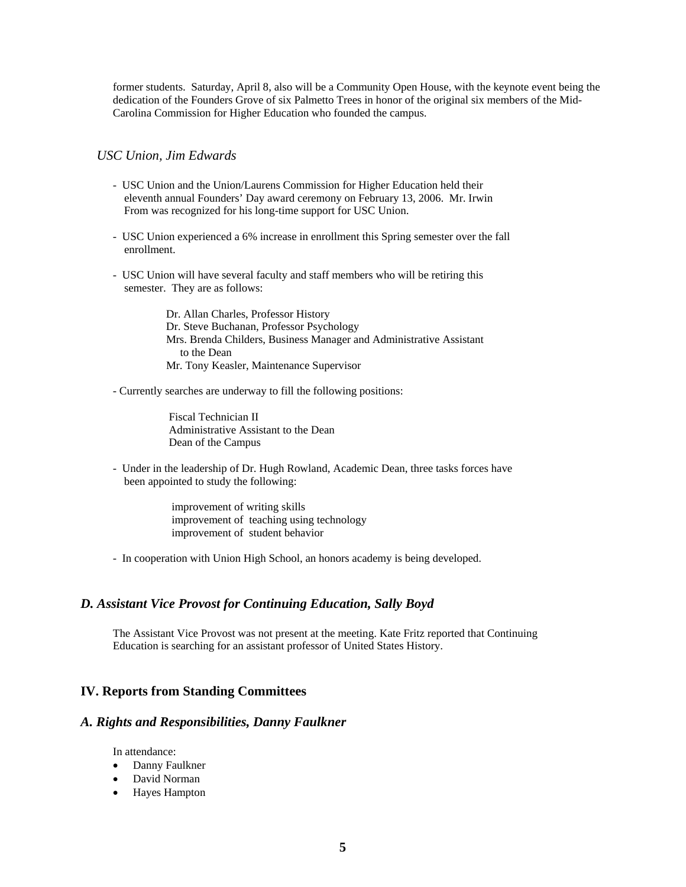former students. Saturday, April 8, also will be a Community Open House, with the keynote event being the dedication of the Founders Grove of six Palmetto Trees in honor of the original six members of the Mid-Carolina Commission for Higher Education who founded the campus.

*USC Union, Jim Edwards*

- USC Union and the Union/Laurens Commission for Higher Education held their eleventh annual Founders' Day award ceremony on February 13, 2006. Mr. Irwin From was recognized for his long-time support for USC Union.

- USC Union experienced a 6% increase in enrollment this Spring semester over the fall enrollment.

- USC Union will have several faculty and staff members who will be retiring this semester. They are as follows:

  Dr. Allan Charles, Professor History
  Dr. Steve Buchanan, Professor Psychology
  Mrs. Brenda Childers, Business Manager and Administrative Assistant to the Dean
  Mr. Tony Keasler, Maintenance Supervisor

- Currently searches are underway to fill the following positions:

  Fiscal Technician II
  Administrative Assistant to the Dean
  Dean of the Campus

- Under in the leadership of Dr. Hugh Rowland, Academic Dean, three tasks forces have been appointed to study the following:

  improvement of writing skills
  improvement of teaching using technology
  improvement of student behavior

- In cooperation with Union High School, an honors academy is being developed.

### *D. Assistant Vice Provost for Continuing Education, Sally Boyd*

The Assistant Vice Provost was not present at the meeting. Kate Fritz reported that Continuing Education is searching for an assistant professor of United States History.

## IV. Reports from Standing Committees

### *A. Rights and Responsibilities, Danny Faulkner*

In attendance:

- Danny Faulkner
- David Norman
- Hayes Hampton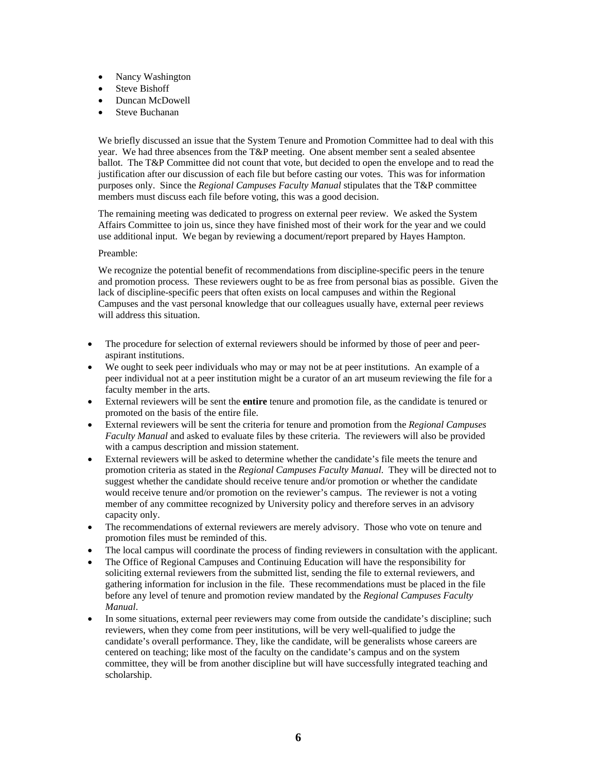- Nancy Washington
- Steve Bishoff
- Duncan McDowell
- Steve Buchanan

We briefly discussed an issue that the System Tenure and Promotion Committee had to deal with this year. We had three absences from the T&P meeting. One absent member sent a sealed absentee ballot. The T&P Committee did not count that vote, but decided to open the envelope and to read the justification after our discussion of each file but before casting our votes. This was for information purposes only. Since the *Regional Campuses Faculty Manual* stipulates that the T&P committee members must discuss each file before voting, this was a good decision.

The remaining meeting was dedicated to progress on external peer review. We asked the System Affairs Committee to join us, since they have finished most of their work for the year and we could use additional input. We began by reviewing a document/report prepared by Hayes Hampton.

Preamble:

We recognize the potential benefit of recommendations from discipline-specific peers in the tenure and promotion process. These reviewers ought to be as free from personal bias as possible. Given the lack of discipline-specific peers that often exists on local campuses and within the Regional Campuses and the vast personal knowledge that our colleagues usually have, external peer reviews will address this situation.

- The procedure for selection of external reviewers should be informed by those of peer and peer-aspirant institutions.
- We ought to seek peer individuals who may or may not be at peer institutions. An example of a peer individual not at a peer institution might be a curator of an art museum reviewing the file for a faculty member in the arts.
- External reviewers will be sent the **entire** tenure and promotion file, as the candidate is tenured or promoted on the basis of the entire file.
- External reviewers will be sent the criteria for tenure and promotion from the *Regional Campuses Faculty Manual* and asked to evaluate files by these criteria. The reviewers will also be provided with a campus description and mission statement.
- External reviewers will be asked to determine whether the candidate's file meets the tenure and promotion criteria as stated in the *Regional Campuses Faculty Manual*. They will be directed not to suggest whether the candidate should receive tenure and/or promotion or whether the candidate would receive tenure and/or promotion on the reviewer's campus. The reviewer is not a voting member of any committee recognized by University policy and therefore serves in an advisory capacity only.
- The recommendations of external reviewers are merely advisory. Those who vote on tenure and promotion files must be reminded of this.
- The local campus will coordinate the process of finding reviewers in consultation with the applicant.
- The Office of Regional Campuses and Continuing Education will have the responsibility for soliciting external reviewers from the submitted list, sending the file to external reviewers, and gathering information for inclusion in the file. These recommendations must be placed in the file before any level of tenure and promotion review mandated by the *Regional Campuses Faculty Manual*.
- In some situations, external peer reviewers may come from outside the candidate's discipline; such reviewers, when they come from peer institutions, will be very well-qualified to judge the candidate's overall performance. They, like the candidate, will be generalists whose careers are centered on teaching; like most of the faculty on the candidate's campus and on the system committee, they will be from another discipline but will have successfully integrated teaching and scholarship.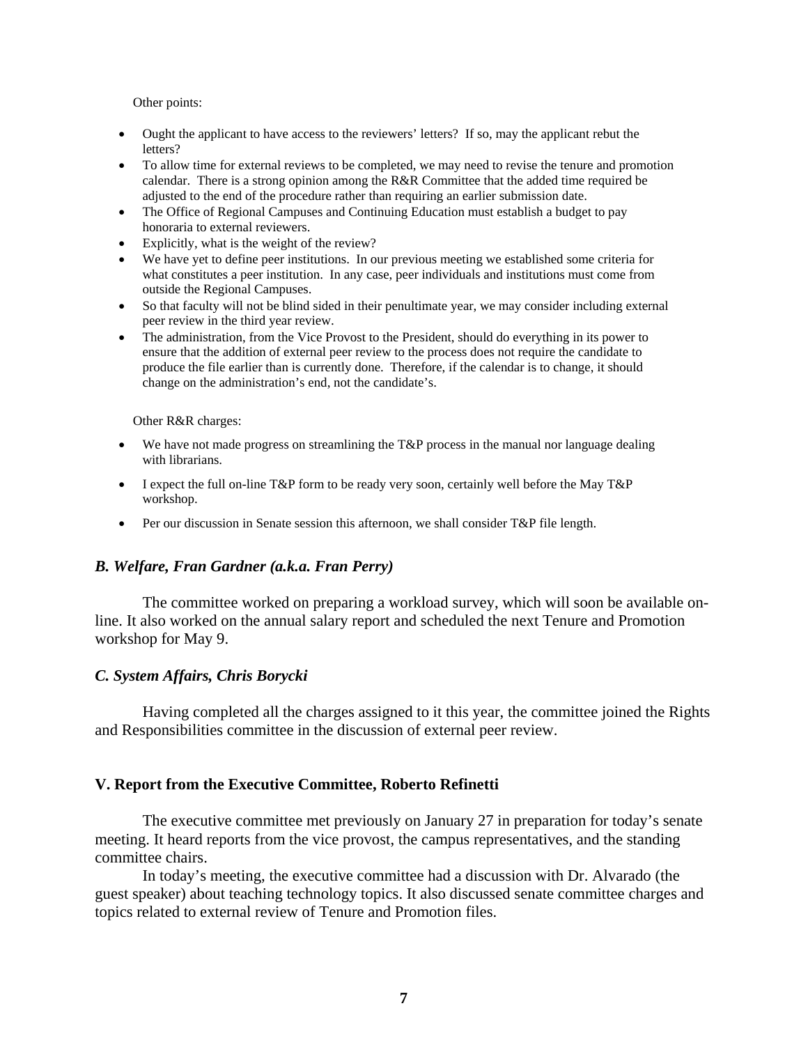Other points:

- Ought the applicant to have access to the reviewers' letters? If so, may the applicant rebut the letters?
- To allow time for external reviews to be completed, we may need to revise the tenure and promotion calendar. There is a strong opinion among the R&R Committee that the added time required be adjusted to the end of the procedure rather than requiring an earlier submission date.
- The Office of Regional Campuses and Continuing Education must establish a budget to pay honoraria to external reviewers.
- Explicitly, what is the weight of the review?
- We have yet to define peer institutions. In our previous meeting we established some criteria for what constitutes a peer institution. In any case, peer individuals and institutions must come from outside the Regional Campuses.
- So that faculty will not be blind sided in their penultimate year, we may consider including external peer review in the third year review.
- The administration, from the Vice Provost to the President, should do everything in its power to ensure that the addition of external peer review to the process does not require the candidate to produce the file earlier than is currently done. Therefore, if the calendar is to change, it should change on the administration's end, not the candidate's.

Other R&R charges:

- We have not made progress on streamlining the T&P process in the manual nor language dealing with librarians.
- I expect the full on-line T&P form to be ready very soon, certainly well before the May T&P workshop.
- Per our discussion in Senate session this afternoon, we shall consider T&P file length.

### *B. Welfare, Fran Gardner (a.k.a. Fran Perry)*

The committee worked on preparing a workload survey, which will soon be available on-line. It also worked on the annual salary report and scheduled the next Tenure and Promotion workshop for May 9.

### *C. System Affairs, Chris Borycki*

Having completed all the charges assigned to it this year, the committee joined the Rights and Responsibilities committee in the discussion of external peer review.

## V. Report from the Executive Committee, Roberto Refinetti

The executive committee met previously on January 27 in preparation for today's senate meeting. It heard reports from the vice provost, the campus representatives, and the standing committee chairs.

In today's meeting, the executive committee had a discussion with Dr. Alvarado (the guest speaker) about teaching technology topics. It also discussed senate committee charges and topics related to external review of Tenure and Promotion files.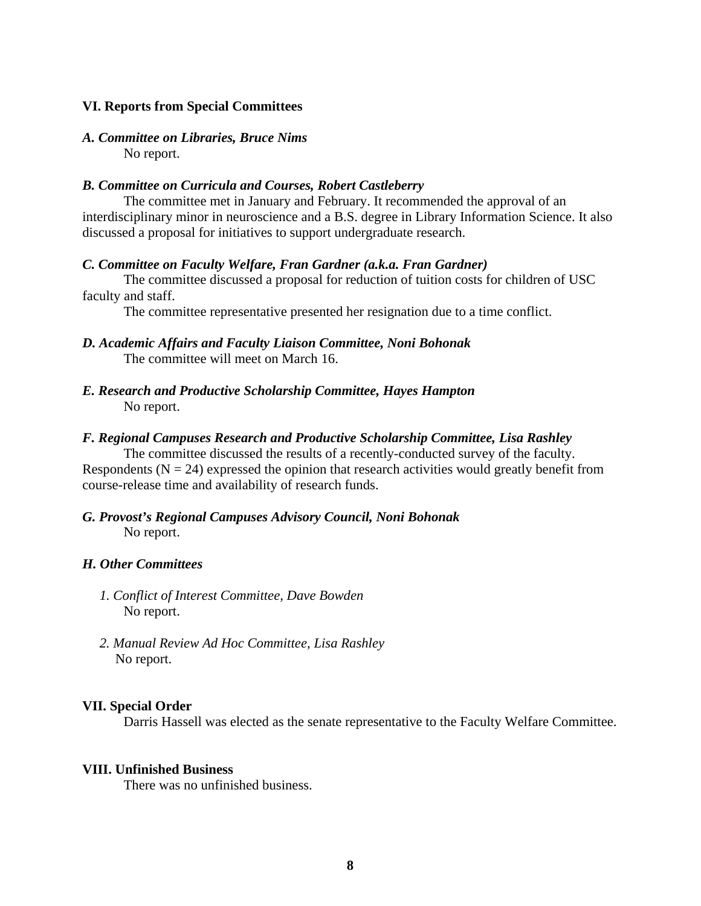## VI. Reports from Special Committees

### *A. Committee on Libraries, Bruce Nims*

No report.

### *B. Committee on Curricula and Courses, Robert Castleberry*

The committee met in January and February. It recommended the approval of an interdisciplinary minor in neuroscience and a B.S. degree in Library Information Science. It also discussed a proposal for initiatives to support undergraduate research.

### *C. Committee on Faculty Welfare, Fran Gardner (a.k.a. Fran Gardner)*

The committee discussed a proposal for reduction of tuition costs for children of USC faculty and staff.

The committee representative presented her resignation due to a time conflict.

### *D. Academic Affairs and Faculty Liaison Committee, Noni Bohonak*

The committee will meet on March 16.

### *E. Research and Productive Scholarship Committee, Hayes Hampton*

No report.

### *F. Regional Campuses Research and Productive Scholarship Committee, Lisa Rashley*

The committee discussed the results of a recently-conducted survey of the faculty. Respondents ($N = 24$) expressed the opinion that research activities would greatly benefit from course-release time and availability of research funds.

### *G. Provost's Regional Campuses Advisory Council, Noni Bohonak*

No report.

### *H. Other Committees*

*1. Conflict of Interest Committee, Dave Bowden*

No report.

*2. Manual Review Ad Hoc Committee, Lisa Rashley*

No report.

## VII. Special Order

Darris Hassell was elected as the senate representative to the Faculty Welfare Committee.

## VIII. Unfinished Business

There was no unfinished business.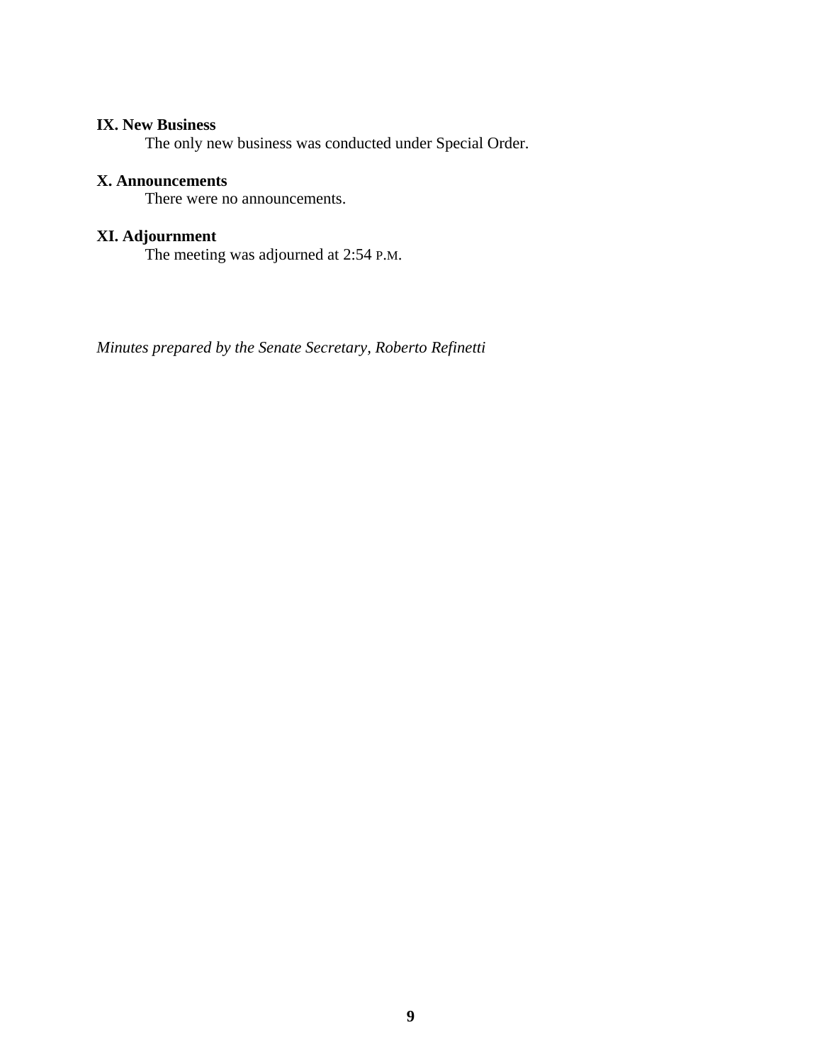**IX. New Business**

The only new business was conducted under Special Order.

**X. Announcements**

There were no announcements.

**XI. Adjournment**

The meeting was adjourned at 2:54 P.M.

*Minutes prepared by the Senate Secretary, Roberto Refinetti*